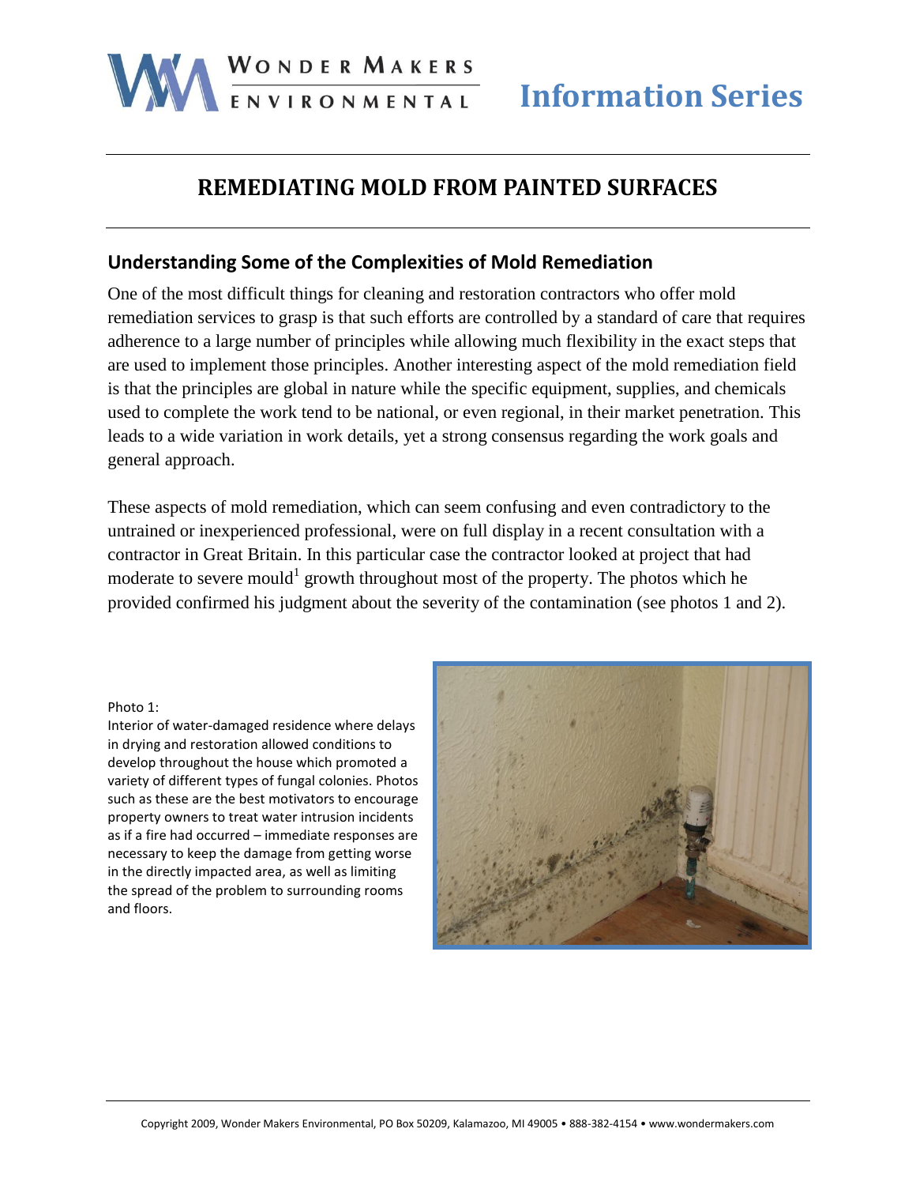# REMEDIATING MOLD FROM PAINTED SURFACES

## Understanding Some of the Complexities of Mold Remediation

One of the most difficult things for cleaning and restoration contractors who offer mold remediation services to grasp is that such efforts are controlled by a standard of care that requires adherence to a large number of principles while allowing much flexibility in the exact steps that are used to implement those principles. Another interesting aspect of the mold remediation field is that the principles are global in nature while the specific equipment, supplies, and chemicals used to complete the work tend to be national, or even regional, in their market penetration. This leads to a wide variation in work details, yet a strong consensus regarding the work goals and general approach.

These aspects of mold remediation, which can seem confusing and even contradictory to the untrained or inexperienced professional, were on full display in a recent consultation with a contractor in Great Britain. In this particular case the contractor looked at project that had moderate to severe mould[1] growth throughout most of the property. The photos which he provided confirmed his judgment about the severity of the contamination (see photos 1 and 2).

Photo 1:
Interior of water-damaged residence where delays in drying and restoration allowed conditions to develop throughout the house which promoted a variety of different types of fungal colonies. Photos such as these are the best motivators to encourage property owners to treat water intrusion incidents as if a fire had occurred – immediate responses are necessary to keep the damage from getting worse in the directly impacted area, as well as limiting the spread of the problem to surrounding rooms and floors.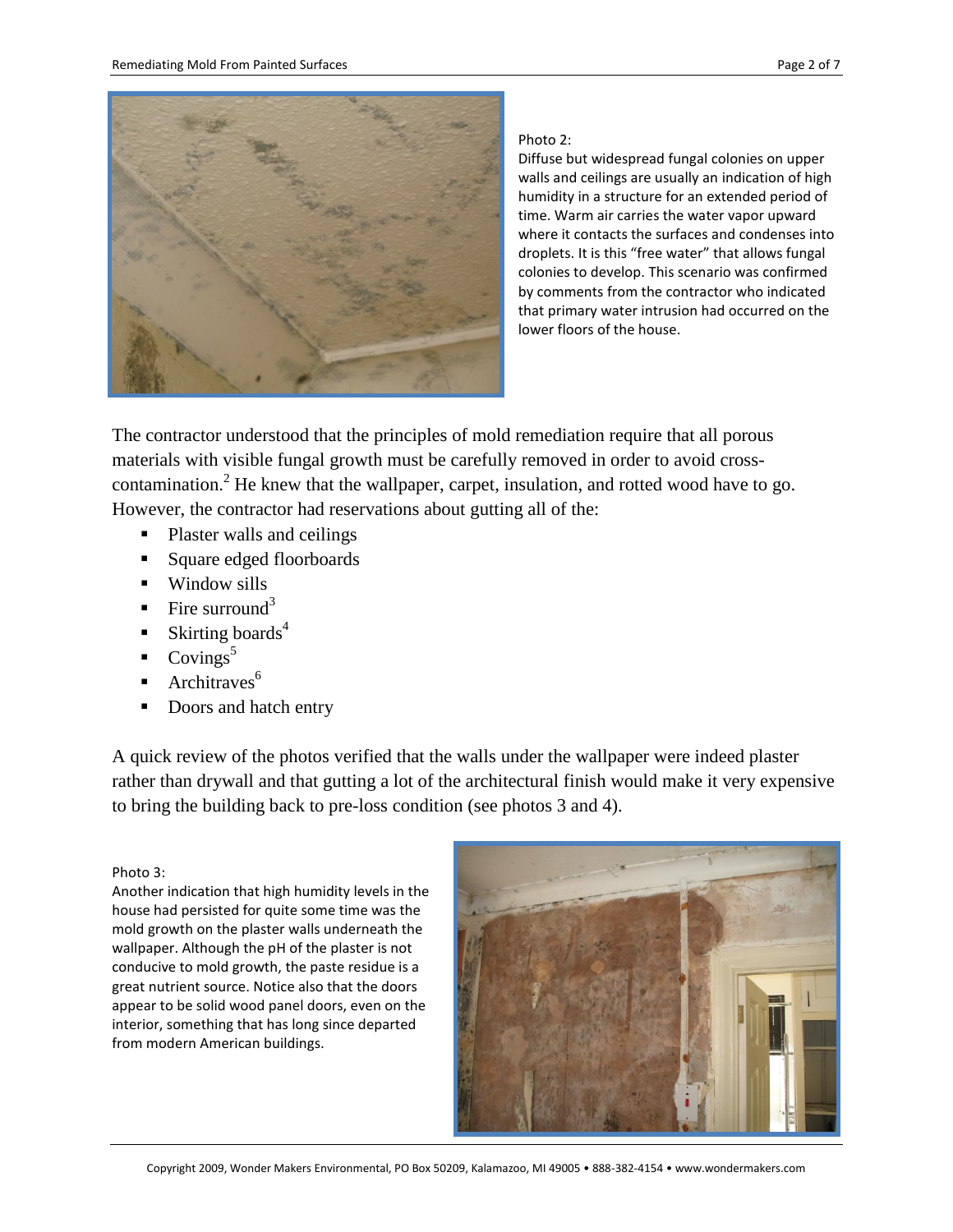Photo 2:
Diffuse but widespread fungal colonies on upper walls and ceilings are usually an indication of high humidity in a structure for an extended period of time. Warm air carries the water vapor upward where it contacts the surfaces and condenses into droplets. It is this "free water" that allows fungal colonies to develop. This scenario was confirmed by comments from the contractor who indicated that primary water intrusion had occurred on the lower floors of the house.

The contractor understood that the principles of mold remediation require that all porous materials with visible fungal growth must be carefully removed in order to avoid cross-contamination.[2] He knew that the wallpaper, carpet, insulation, and rotted wood have to go. However, the contractor had reservations about gutting all of the:

- Plaster walls and ceilings
- Square edged floorboards
- Window sills
- Fire surround[3]
- Skirting boards[4]
- Covings[5]
- Architraves[6]
- Doors and hatch entry

A quick review of the photos verified that the walls under the wallpaper were indeed plaster rather than drywall and that gutting a lot of the architectural finish would make it very expensive to bring the building back to pre-loss condition (see photos 3 and 4).

Photo 3:
Another indication that high humidity levels in the house had persisted for quite some time was the mold growth on the plaster walls underneath the wallpaper. Although the pH of the plaster is not conducive to mold growth, the paste residue is a great nutrient source. Notice also that the doors appear to be solid wood panel doors, even on the interior, something that has long since departed from modern American buildings.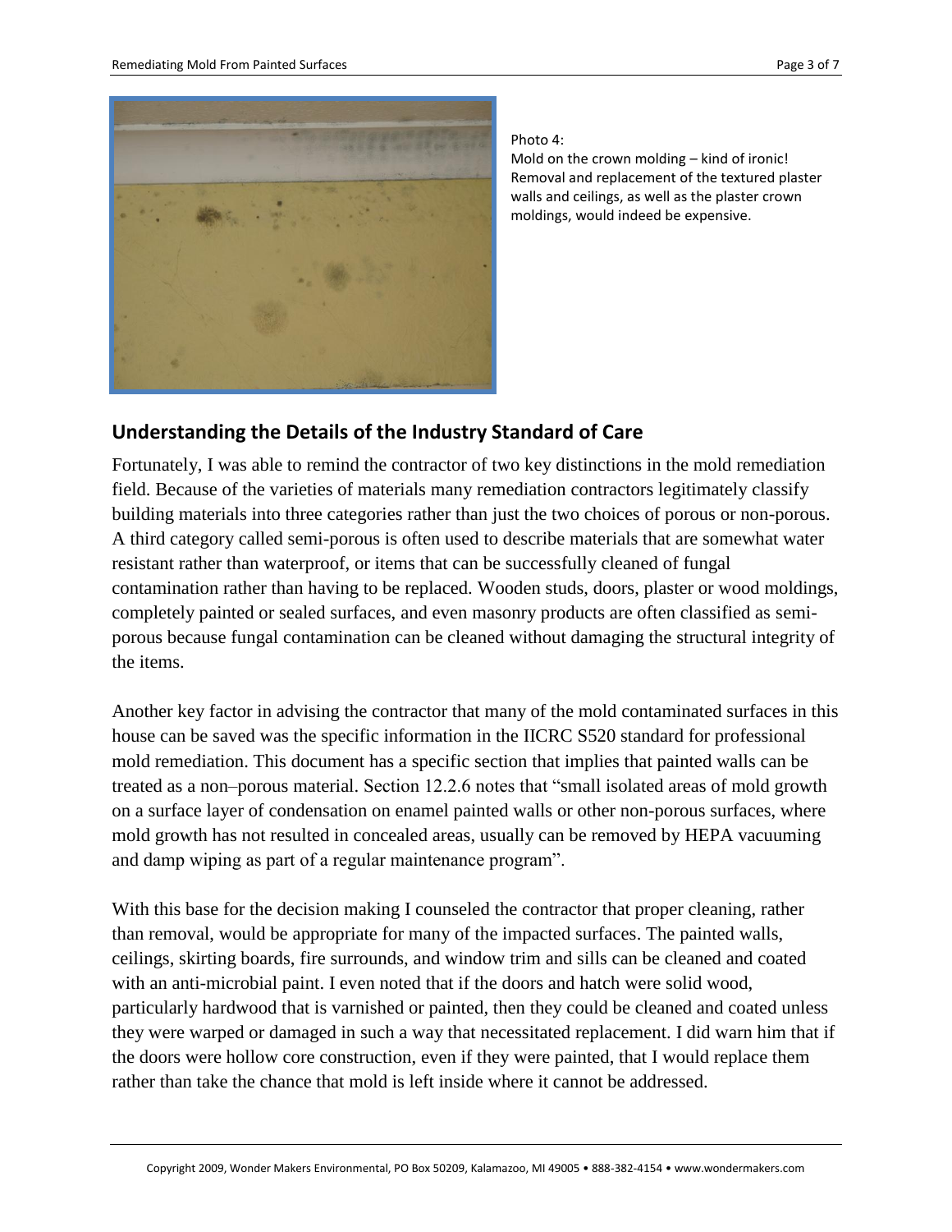Photo 4:
Mold on the crown molding – kind of ironic! Removal and replacement of the textured plaster walls and ceilings, as well as the plaster crown moldings, would indeed be expensive.

## Understanding the Details of the Industry Standard of Care

Fortunately, I was able to remind the contractor of two key distinctions in the mold remediation field. Because of the varieties of materials many remediation contractors legitimately classify building materials into three categories rather than just the two choices of porous or non-porous. A third category called semi-porous is often used to describe materials that are somewhat water resistant rather than waterproof, or items that can be successfully cleaned of fungal contamination rather than having to be replaced. Wooden studs, doors, plaster or wood moldings, completely painted or sealed surfaces, and even masonry products are often classified as semi-porous because fungal contamination can be cleaned without damaging the structural integrity of the items.

Another key factor in advising the contractor that many of the mold contaminated surfaces in this house can be saved was the specific information in the IICRC S520 standard for professional mold remediation. This document has a specific section that implies that painted walls can be treated as a non–porous material. Section 12.2.6 notes that "small isolated areas of mold growth on a surface layer of condensation on enamel painted walls or other non-porous surfaces, where mold growth has not resulted in concealed areas, usually can be removed by HEPA vacuuming and damp wiping as part of a regular maintenance program".

With this base for the decision making I counseled the contractor that proper cleaning, rather than removal, would be appropriate for many of the impacted surfaces. The painted walls, ceilings, skirting boards, fire surrounds, and window trim and sills can be cleaned and coated with an anti-microbial paint. I even noted that if the doors and hatch were solid wood, particularly hardwood that is varnished or painted, then they could be cleaned and coated unless they were warped or damaged in such a way that necessitated replacement. I did warn him that if the doors were hollow core construction, even if they were painted, that I would replace them rather than take the chance that mold is left inside where it cannot be addressed.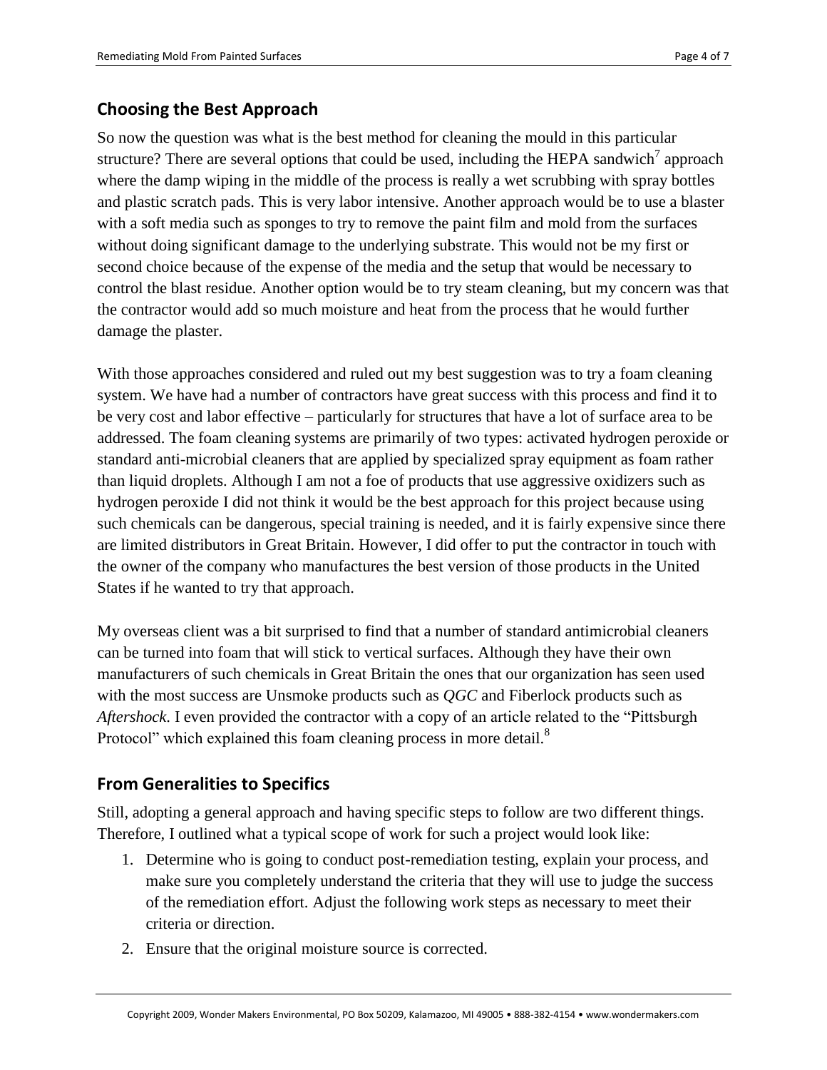## Choosing the Best Approach

So now the question was what is the best method for cleaning the mould in this particular structure? There are several options that could be used, including the HEPA sandwich[7] approach where the damp wiping in the middle of the process is really a wet scrubbing with spray bottles and plastic scratch pads. This is very labor intensive. Another approach would be to use a blaster with a soft media such as sponges to try to remove the paint film and mold from the surfaces without doing significant damage to the underlying substrate. This would not be my first or second choice because of the expense of the media and the setup that would be necessary to control the blast residue. Another option would be to try steam cleaning, but my concern was that the contractor would add so much moisture and heat from the process that he would further damage the plaster.

With those approaches considered and ruled out my best suggestion was to try a foam cleaning system. We have had a number of contractors have great success with this process and find it to be very cost and labor effective – particularly for structures that have a lot of surface area to be addressed. The foam cleaning systems are primarily of two types: activated hydrogen peroxide or standard anti-microbial cleaners that are applied by specialized spray equipment as foam rather than liquid droplets. Although I am not a foe of products that use aggressive oxidizers such as hydrogen peroxide I did not think it would be the best approach for this project because using such chemicals can be dangerous, special training is needed, and it is fairly expensive since there are limited distributors in Great Britain. However, I did offer to put the contractor in touch with the owner of the company who manufactures the best version of those products in the United States if he wanted to try that approach.

My overseas client was a bit surprised to find that a number of standard antimicrobial cleaners can be turned into foam that will stick to vertical surfaces. Although they have their own manufacturers of such chemicals in Great Britain the ones that our organization has seen used with the most success are Unsmoke products such as *QGC* and Fiberlock products such as *Aftershock*. I even provided the contractor with a copy of an article related to the "Pittsburgh Protocol" which explained this foam cleaning process in more detail.[8]

## From Generalities to Specifics

Still, adopting a general approach and having specific steps to follow are two different things. Therefore, I outlined what a typical scope of work for such a project would look like:

1. Determine who is going to conduct post-remediation testing, explain your process, and make sure you completely understand the criteria that they will use to judge the success of the remediation effort. Adjust the following work steps as necessary to meet their criteria or direction.
2. Ensure that the original moisture source is corrected.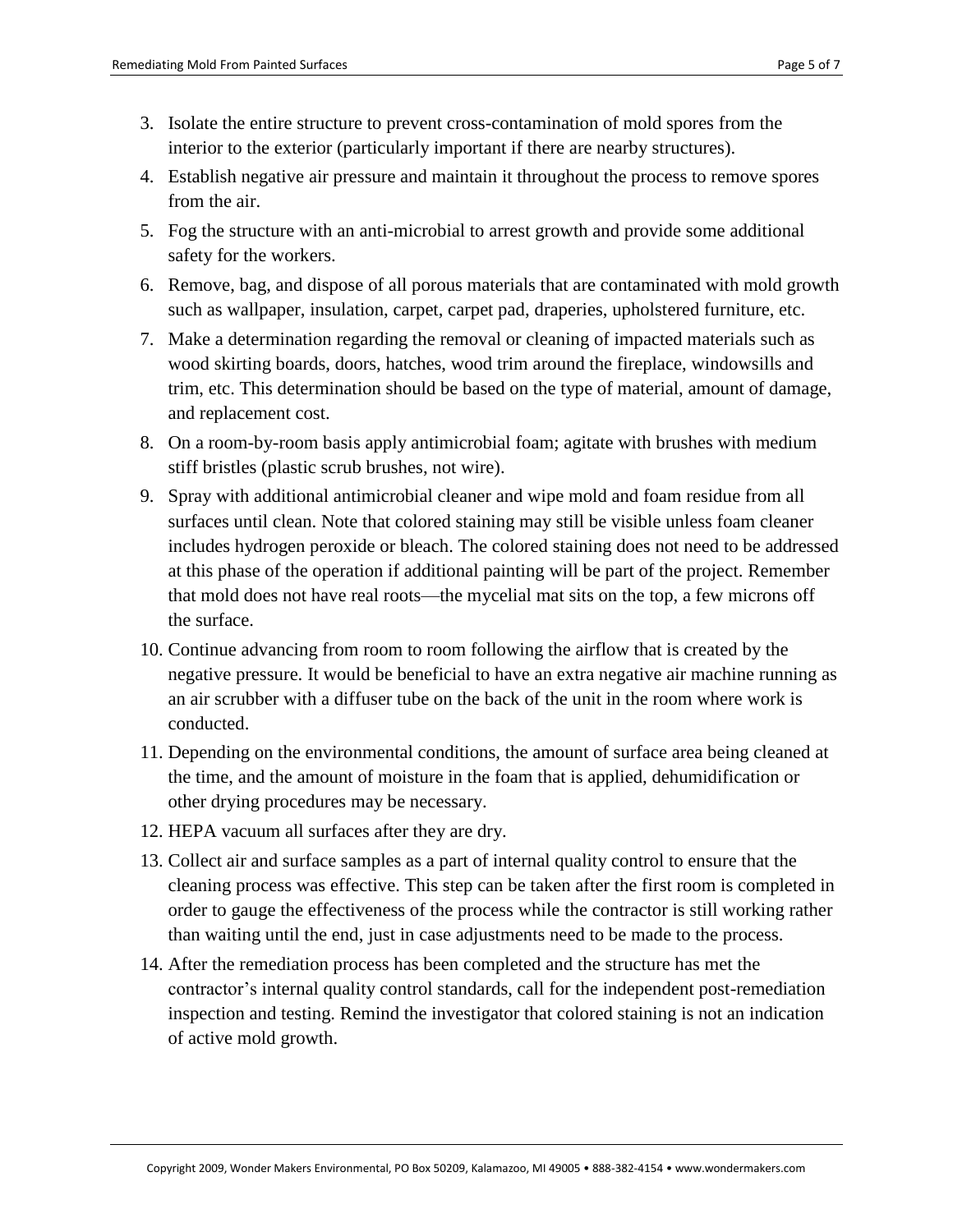3. Isolate the entire structure to prevent cross-contamination of mold spores from the interior to the exterior (particularly important if there are nearby structures).
4. Establish negative air pressure and maintain it throughout the process to remove spores from the air.
5. Fog the structure with an anti-microbial to arrest growth and provide some additional safety for the workers.
6. Remove, bag, and dispose of all porous materials that are contaminated with mold growth such as wallpaper, insulation, carpet, carpet pad, draperies, upholstered furniture, etc.
7. Make a determination regarding the removal or cleaning of impacted materials such as wood skirting boards, doors, hatches, wood trim around the fireplace, windowsills and trim, etc. This determination should be based on the type of material, amount of damage, and replacement cost.
8. On a room-by-room basis apply antimicrobial foam; agitate with brushes with medium stiff bristles (plastic scrub brushes, not wire).
9. Spray with additional antimicrobial cleaner and wipe mold and foam residue from all surfaces until clean. Note that colored staining may still be visible unless foam cleaner includes hydrogen peroxide or bleach. The colored staining does not need to be addressed at this phase of the operation if additional painting will be part of the project. Remember that mold does not have real roots—the mycelial mat sits on the top, a few microns off the surface.
10. Continue advancing from room to room following the airflow that is created by the negative pressure. It would be beneficial to have an extra negative air machine running as an air scrubber with a diffuser tube on the back of the unit in the room where work is conducted.
11. Depending on the environmental conditions, the amount of surface area being cleaned at the time, and the amount of moisture in the foam that is applied, dehumidification or other drying procedures may be necessary.
12. HEPA vacuum all surfaces after they are dry.
13. Collect air and surface samples as a part of internal quality control to ensure that the cleaning process was effective. This step can be taken after the first room is completed in order to gauge the effectiveness of the process while the contractor is still working rather than waiting until the end, just in case adjustments need to be made to the process.
14. After the remediation process has been completed and the structure has met the contractor's internal quality control standards, call for the independent post-remediation inspection and testing. Remind the investigator that colored staining is not an indication of active mold growth.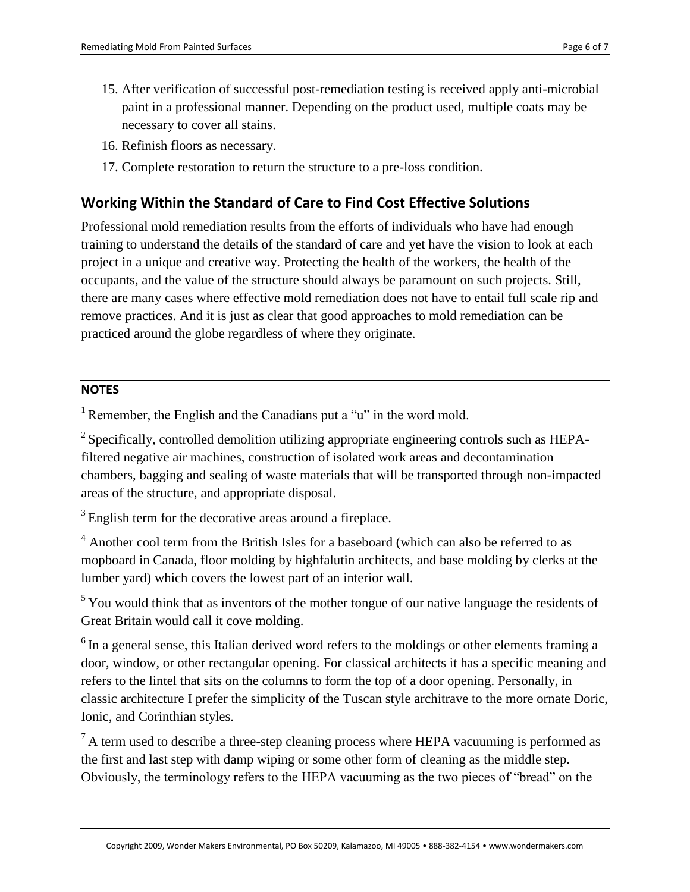15. After verification of successful post-remediation testing is received apply anti-microbial paint in a professional manner. Depending on the product used, multiple coats may be necessary to cover all stains.
16. Refinish floors as necessary.
17. Complete restoration to return the structure to a pre-loss condition.

## Working Within the Standard of Care to Find Cost Effective Solutions

Professional mold remediation results from the efforts of individuals who have had enough training to understand the details of the standard of care and yet have the vision to look at each project in a unique and creative way. Protecting the health of the workers, the health of the occupants, and the value of the structure should always be paramount on such projects. Still, there are many cases where effective mold remediation does not have to entail full scale rip and remove practices. And it is just as clear that good approaches to mold remediation can be practiced around the globe regardless of where they originate.

---

**NOTES**

[1] Remember, the English and the Canadians put a "u" in the word mold.

[2] Specifically, controlled demolition utilizing appropriate engineering controls such as HEPA-filtered negative air machines, construction of isolated work areas and decontamination chambers, bagging and sealing of waste materials that will be transported through non-impacted areas of the structure, and appropriate disposal.

[3] English term for the decorative areas around a fireplace.

[4] Another cool term from the British Isles for a baseboard (which can also be referred to as mopboard in Canada, floor molding by highfalutin architects, and base molding by clerks at the lumber yard) which covers the lowest part of an interior wall.

[5] You would think that as inventors of the mother tongue of our native language the residents of Great Britain would call it cove molding.

[6] In a general sense, this Italian derived word refers to the moldings or other elements framing a door, window, or other rectangular opening. For classical architects it has a specific meaning and refers to the lintel that sits on the columns to form the top of a door opening. Personally, in classic architecture I prefer the simplicity of the Tuscan style architrave to the more ornate Doric, Ionic, and Corinthian styles.

[7] A term used to describe a three-step cleaning process where HEPA vacuuming is performed as the first and last step with damp wiping or some other form of cleaning as the middle step. Obviously, the terminology refers to the HEPA vacuuming as the two pieces of "bread" on the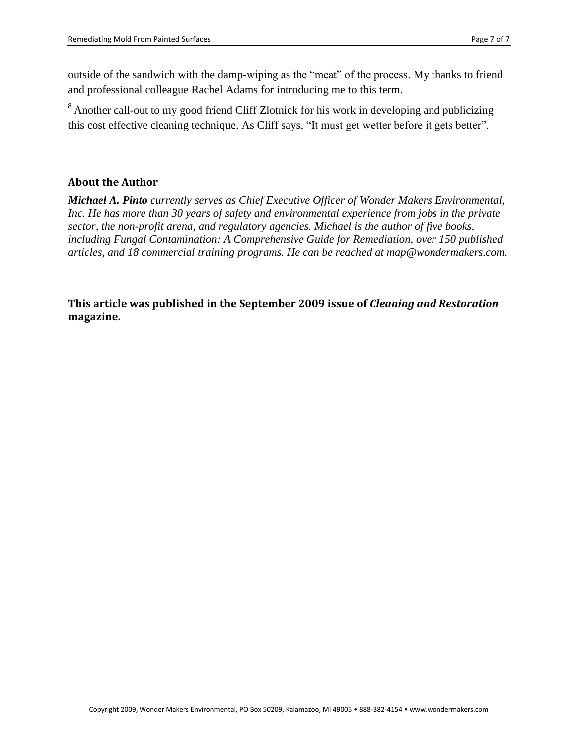outside of the sandwich with the damp-wiping as the "meat" of the process. My thanks to friend and professional colleague Rachel Adams for introducing me to this term.

[8] Another call-out to my good friend Cliff Zlotnick for his work in developing and publicizing this cost effective cleaning technique. As Cliff says, "It must get wetter before it gets better".

### About the Author

***Michael A. Pinto*** *currently serves as Chief Executive Officer of Wonder Makers Environmental, Inc. He has more than 30 years of safety and environmental experience from jobs in the private sector, the non-profit arena, and regulatory agencies. Michael is the author of five books, including Fungal Contamination: A Comprehensive Guide for Remediation, over 150 published articles, and 18 commercial training programs. He can be reached at map@wondermakers.com.*

**This article was published in the September 2009 issue of *Cleaning and Restoration* magazine.**